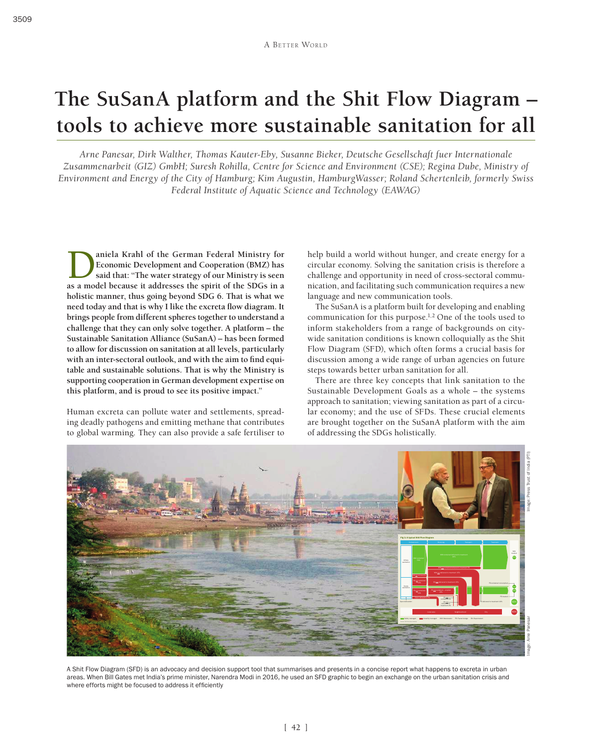# The SuSanA platform and the Shit Flow Diagram – tools to achieve more sustainable sanitation for all

*Arne Panesar, Dirk Walther, Thomas Kauter-Eby, Susanne Bieker, Deutsche Gesellschaft fuer Internationale Zusammenarbeit (GIZ) GmbH; Suresh Rohilla, Centre for Science and Environment (CSE); Regina Dube, Ministry of Environment and Energy of the City of Hamburg; Kim Augustin, HamburgWasser; Roland Schertenleib, formerly Swiss Federal Institute of Aquatic Science and Technology (EAWAG)*

**Daniela Krahl of the German Federal Ministry for Economic Development and Cooperation (BMZ) has said that: "The water strategy of our Ministry is seen as a model because it addresses the spirit of the SDGs in a holistic manner, thus going beyond SDG 6. That is what we need today and that is why I like the excreta flow diagram. It brings people from different spheres together to understand a challenge that they can only solve together. A platform – the Sustainable Sanitation Alliance (SuSanA) – has been formed to allow for discussion on sanitation at all levels, particularly with an inter-sectoral outlook, and with the aim to find equitable and sustainable solutions. That is why the Ministry is supporting cooperation in German development expertise on this platform, and is proud to see its positive impact."**

Human excreta can pollute water and settlements, spreading deadly pathogens and emitting methane that contributes to global warming. They can also provide a safe fertiliser to help build a world without hunger, and create energy for a circular economy. Solving the sanitation crisis is therefore a challenge and opportunity in need of cross-sectoral communication, and facilitating such communication requires a new language and new communication tools.

The SuSanA is a platform built for developing and enabling communication for this purpose.[1,2] One of the tools used to inform stakeholders from a range of backgrounds on city-wide sanitation conditions is known colloquially as the Shit Flow Diagram (SFD), which often forms a crucial basis for discussion among a wide range of urban agencies on future steps towards better urban sanitation for all.

There are three key concepts that link sanitation to the Sustainable Development Goals as a whole – the systems approach to sanitation; viewing sanitation as part of a circular economy; and the use of SFDs. These crucial elements are brought together on the SuSanA platform with the aim of addressing the SDGs holistically.

A Shit Flow Diagram (SFD) is an advocacy and decision support tool that summarises and presents in a concise report what happens to excreta in urban areas. When Bill Gates met India's prime minister, Narendra Modi in 2016, he used an SFD graphic to begin an exchange on the urban sanitation crisis and where efforts might be focused to address it efficiently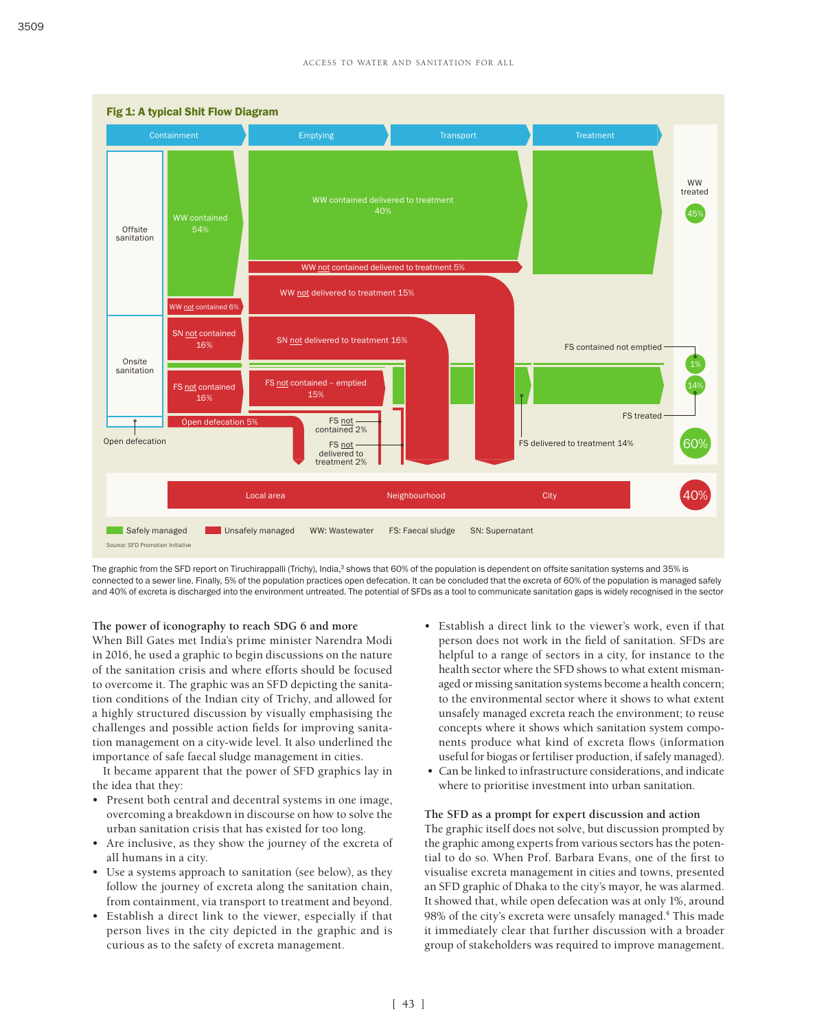**Fig 1: A typical Shit Flow Diagram**

| Containment | Emptying | Transport | Treatment | |
|---|---|---|---|---|
| Offsite sanitation: WW contained 54% | WW contained delivered to treatment 40% | | | WW treated 45% |
| WW not contained 6% | WW not contained delivered to treatment 5% | | | |
| | WW not delivered to treatment 15% | | | |
| Onsite sanitation: SN not contained 16% | SN not delivered to treatment 16% | | FS contained not emptied | 1% |
| FS not contained 16% | FS not contained – emptied 15% | | FS delivered to treatment 14% | 14% |
| Open defecation 5% | FS not contained 2%; FS not delivered to treatment 2% | | FS treated | 60% |
| Local area | Neighbourhood | City | | 40% |

Safely managed | Unsafely managed | WW: Wastewater | FS: Faecal sludge | SN: Supernatant

Source: SFD Promotion Initiative

The graphic from the SFD report on Tiruchirappalli (Trichy), India,[3] shows that 60% of the population is dependent on offsite sanitation systems and 35% is connected to a sewer line. Finally, 5% of the population practices open defecation. It can be concluded that the excreta of 60% of the population is managed safely and 40% of excreta is discharged into the environment untreated. The potential of SFDs as a tool to communicate sanitation gaps is widely recognised in the sector

### The power of iconography to reach SDG 6 and more

When Bill Gates met India's prime minister Narendra Modi in 2016, he used a graphic to begin discussions on the nature of the sanitation crisis and where efforts should be focused to overcome it. The graphic was an SFD depicting the sanitation conditions of the Indian city of Trichy, and allowed for a highly structured discussion by visually emphasising the challenges and possible action fields for improving sanitation management on a city-wide level. It also underlined the importance of safe faecal sludge management in cities.

It became apparent that the power of SFD graphics lay in the idea that they:

- Present both central and decentral systems in one image, overcoming a breakdown in discourse on how to solve the urban sanitation crisis that has existed for too long.
- Are inclusive, as they show the journey of the excreta of all humans in a city.
- Use a systems approach to sanitation (see below), as they follow the journey of excreta along the sanitation chain, from containment, via transport to treatment and beyond.
- Establish a direct link to the viewer, especially if that person lives in the city depicted in the graphic and is curious as to the safety of excreta management.
- Establish a direct link to the viewer's work, even if that person does not work in the field of sanitation. SFDs are helpful to a range of sectors in a city, for instance to the health sector where the SFD shows to what extent mismanaged or missing sanitation systems become a health concern; to the environmental sector where it shows to what extent unsafely managed excreta reach the environment; to reuse concepts where it shows which sanitation system components produce what kind of excreta flows (information useful for biogas or fertiliser production, if safely managed).
- Can be linked to infrastructure considerations, and indicate where to prioritise investment into urban sanitation.

### The SFD as a prompt for expert discussion and action

The graphic itself does not solve, but discussion prompted by the graphic among experts from various sectors has the potential to do so. When Prof. Barbara Evans, one of the first to visualise excreta management in cities and towns, presented an SFD graphic of Dhaka to the city's mayor, he was alarmed. It showed that, while open defecation was at only 1%, around 98% of the city's excreta were unsafely managed.[4] This made it immediately clear that further discussion with a broader group of stakeholders was required to improve management.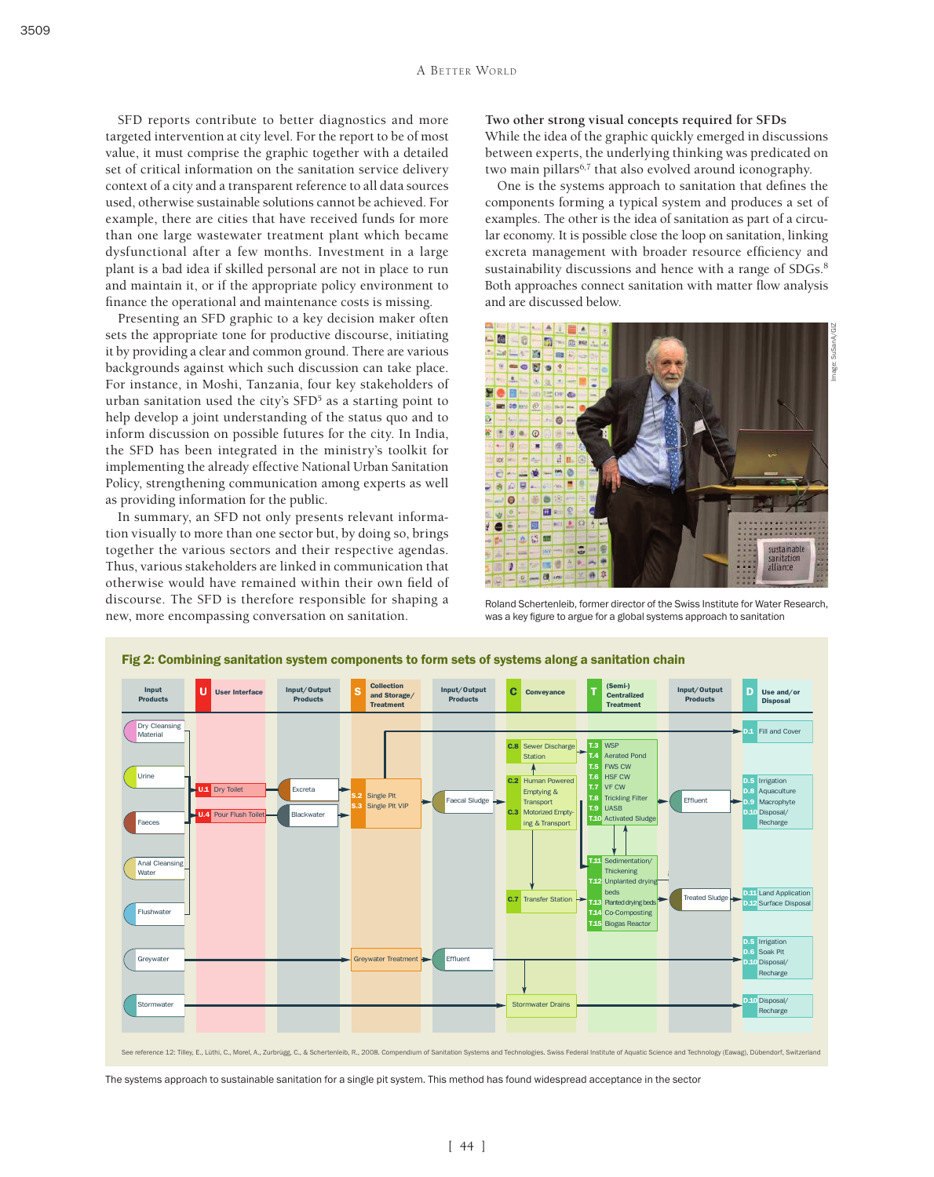SFD reports contribute to better diagnostics and more targeted intervention at city level. For the report to be of most value, it must comprise the graphic together with a detailed set of critical information on the sanitation service delivery context of a city and a transparent reference to all data sources used, otherwise sustainable solutions cannot be achieved. For example, there are cities that have received funds for more than one large wastewater treatment plant which became dysfunctional after a few months. Investment in a large plant is a bad idea if skilled personal are not in place to run and maintain it, or if the appropriate policy environment to finance the operational and maintenance costs is missing.

Presenting an SFD graphic to a key decision maker often sets the appropriate tone for productive discourse, initiating it by providing a clear and common ground. There are various backgrounds against which such discussion can take place. For instance, in Moshi, Tanzania, four key stakeholders of urban sanitation used the city's SFD[5] as a starting point to help develop a joint understanding of the status quo and to inform discussion on possible futures for the city. In India, the SFD has been integrated in the ministry's toolkit for implementing the already effective National Urban Sanitation Policy, strengthening communication among experts as well as providing information for the public.

In summary, an SFD not only presents relevant information visually to more than one sector but, by doing so, brings together the various sectors and their respective agendas. Thus, various stakeholders are linked in communication that otherwise would have remained within their own field of discourse. The SFD is therefore responsible for shaping a new, more encompassing conversation on sanitation.

**Two other strong visual concepts required for SFDs**

While the idea of the graphic quickly emerged in discussions between experts, the underlying thinking was predicated on two main pillars[6,7] that also evolved around iconography.

One is the systems approach to sanitation that defines the components forming a typical system and produces a set of examples. The other is the idea of sanitation as part of a circular economy. It is possible close the loop on sanitation, linking excreta management with broader resource efficiency and sustainability discussions and hence with a range of SDGs.[8] Both approaches connect sanitation with matter flow analysis and are discussed below.

Image: SuSanA/GIZ

Roland Schertenleib, former director of the Swiss Institute for Water Research, was a key figure to argue for a global systems approach to sanitation

**Fig 2: Combining sanitation system components to form sets of systems along a sanitation chain**

| Input Products | U User Interface | Input/Output Products | S Collection and Storage/ Treatment | Input/Output Products | C Conveyance | T (Semi-) Centralized Treatment | Input/Output Products | D Use and/or Disposal |
|---|---|---|---|---|---|---|---|---|
| Dry Cleansing Material | | | | | | | | D.1 Fill and Cover |
| Urine | U.1 Dry Toilet | Excreta | S.2 Single Pit | Faecal Sludge | C.8 Sewer Discharge Station | T.3 WSP, T.4 Aerated Pond, T.5 FWS CW, T.6 HSF CW, T.7 VF CW, T.8 Trickling Filter, T.9 UASB, T.10 Activated Sludge | Effluent | D.5 Irrigation, D.8 Aquaculture, D.9 Macrophyte, D.10 Disposal/Recharge |
| Faeces | U.4 Pour Flush Toilet | Blackwater | S.3 Single Pit VIP | | C.2 Human Powered Emptying & Transport, C.3 Motorized Emptying & Transport | | | |
| Anal Cleansing Water | | | | | C.7 Transfer Station | T.11 Sedimentation/Thickening, T.12 Unplanted drying beds, T.13 Planted drying beds, T.14 Co-Composting, T.15 Biogas Reactor | Treated Sludge | D.11 Land Application, D.12 Surface Disposal |
| Flushwater | | | | | | | | |
| Greywater | | | Greywater Treatment | Effluent | | | | D.5 Irrigation, D.6 Soak Pit, D.10 Disposal/Recharge |
| Stormwater | | | | | Stormwater Drains | | | D.10 Disposal/Recharge |

See reference 12: Tilley, E., Lüthi, C., Morel, A., Zurbrügg, C., & Schertenleib, R., 2008. Compendium of Sanitation Systems and Technologies. Swiss Federal Institute of Aquatic Science and Technology (Eawag), Dübendorf, Switzerland

The systems approach to sustainable sanitation for a single pit system. This method has found widespread acceptance in the sector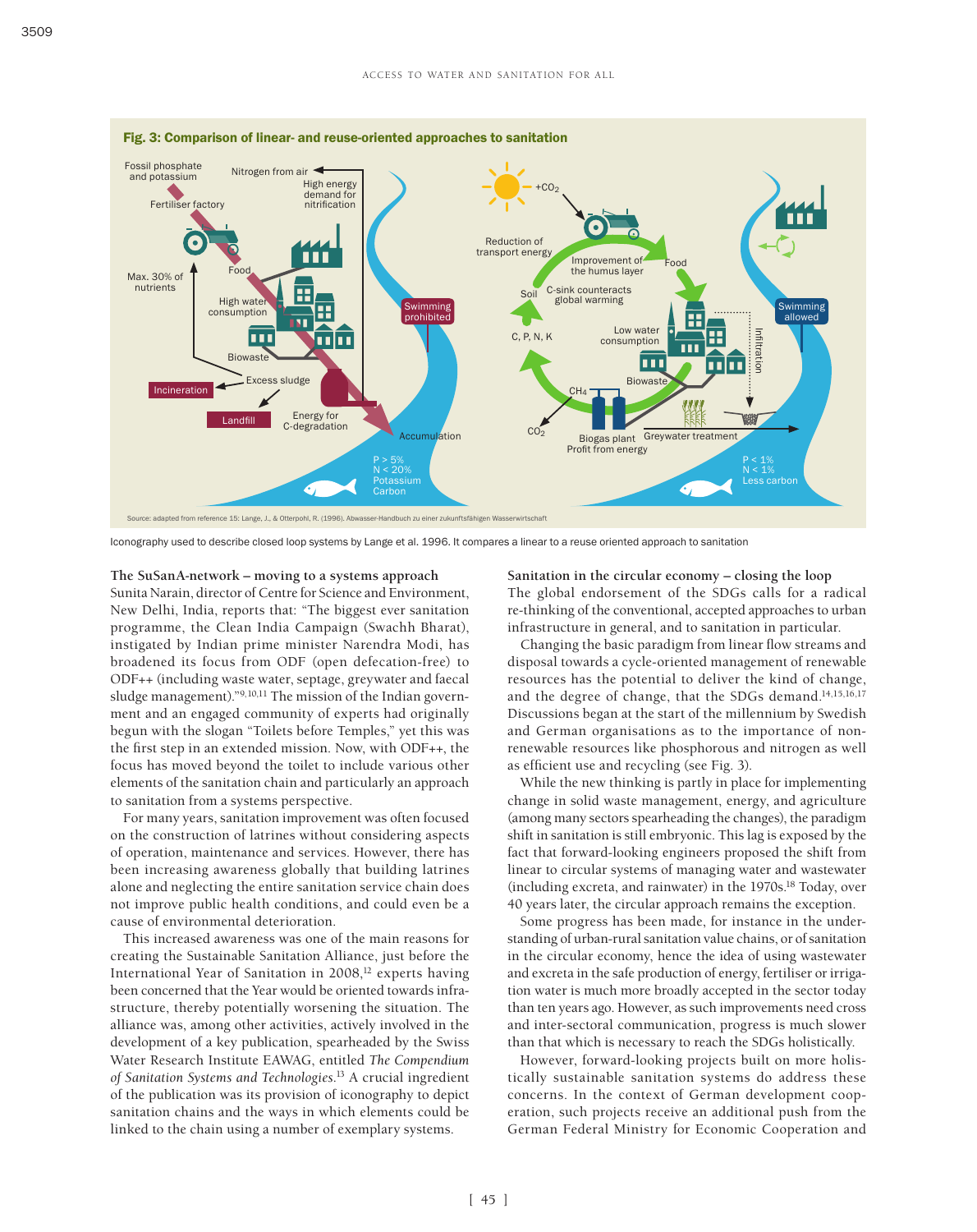**Fig. 3: Comparison of linear- and reuse-oriented approaches to sanitation**

Source: adapted from reference 15: Lange, J., & Otterpohl, R. (1996). Abwasser-Handbuch zu einer zukunftsfähigen Wasserwirtschaft

Iconography used to describe closed loop systems by Lange et al. 1996. It compares a linear to a reuse oriented approach to sanitation

### The SuSanA-network – moving to a systems approach

Sunita Narain, director of Centre for Science and Environment, New Delhi, India, reports that: "The biggest ever sanitation programme, the Clean India Campaign (Swachh Bharat), instigated by Indian prime minister Narendra Modi, has broadened its focus from ODF (open defecation-free) to ODF++ (including waste water, septage, greywater and faecal sludge management)."[9,10,11] The mission of the Indian government and an engaged community of experts had originally begun with the slogan "Toilets before Temples," yet this was the first step in an extended mission. Now, with ODF++, the focus has moved beyond the toilet to include various other elements of the sanitation chain and particularly an approach to sanitation from a systems perspective.

For many years, sanitation improvement was often focused on the construction of latrines without considering aspects of operation, maintenance and services. However, there has been increasing awareness globally that building latrines alone and neglecting the entire sanitation service chain does not improve public health conditions, and could even be a cause of environmental deterioration.

This increased awareness was one of the main reasons for creating the Sustainable Sanitation Alliance, just before the International Year of Sanitation in 2008,[12] experts having been concerned that the Year would be oriented towards infrastructure, thereby potentially worsening the situation. The alliance was, among other activities, actively involved in the development of a key publication, spearheaded by the Swiss Water Research Institute EAWAG, entitled *The Compendium of Sanitation Systems and Technologies*.[13] A crucial ingredient of the publication was its provision of iconography to depict sanitation chains and the ways in which elements could be linked to the chain using a number of exemplary systems.

### Sanitation in the circular economy – closing the loop

The global endorsement of the SDGs calls for a radical re-thinking of the conventional, accepted approaches to urban infrastructure in general, and to sanitation in particular.

Changing the basic paradigm from linear flow streams and disposal towards a cycle-oriented management of renewable resources has the potential to deliver the kind of change, and the degree of change, that the SDGs demand.[14,15,16,17] Discussions began at the start of the millennium by Swedish and German organisations as to the importance of non-renewable resources like phosphorous and nitrogen as well as efficient use and recycling (see Fig. 3).

While the new thinking is partly in place for implementing change in solid waste management, energy, and agriculture (among many sectors spearheading the changes), the paradigm shift in sanitation is still embryonic. This lag is exposed by the fact that forward-looking engineers proposed the shift from linear to circular systems of managing water and wastewater (including excreta, and rainwater) in the 1970s.[18] Today, over 40 years later, the circular approach remains the exception.

Some progress has been made, for instance in the understanding of urban-rural sanitation value chains, or of sanitation in the circular economy, hence the idea of using wastewater and excreta in the safe production of energy, fertiliser or irrigation water is much more broadly accepted in the sector today than ten years ago. However, as such improvements need cross and inter-sectoral communication, progress is much slower than that which is necessary to reach the SDGs holistically.

However, forward-looking projects built on more holistically sustainable sanitation systems do address these concerns. In the context of German development cooperation, such projects receive an additional push from the German Federal Ministry for Economic Cooperation and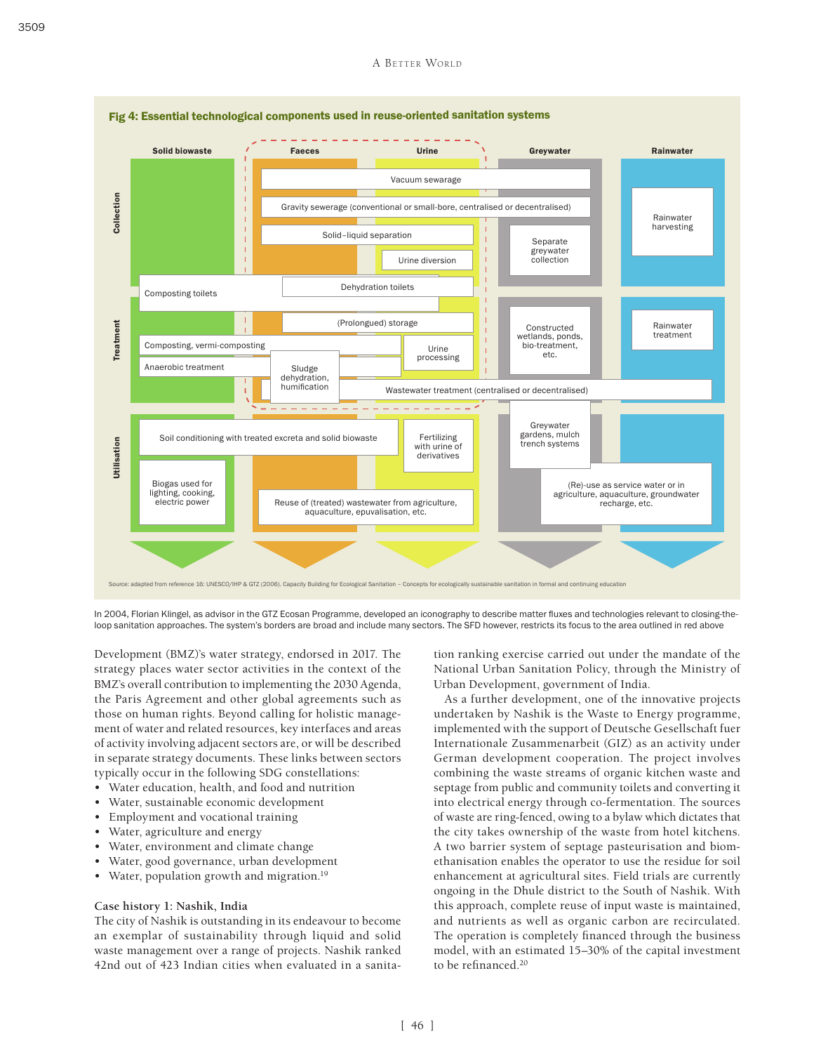**Fig 4: Essential technological components used in reuse-oriented sanitation systems**

| | Solid biowaste | Faeces | Urine | Greywater | Rainwater |
|---|---|---|---|---|---|
| **Collection** | | Vacuum sewarage | | | Rainwater harvesting |
| | | Gravity sewerage (conventional or small-bore, centralised or decentralised) | | | |
| | | Solid–liquid separation | | Separate greywater collection | |
| | | | Urine diversion | | |
| | Composting toilets | Dehydration toilets | | | |
| **Treatment** | | (Prolongued) storage | | Constructed wetlands, ponds, bio-treatment, etc. | Rainwater treatment |
| | Composting, vermi-composting | | Urine processing | | |
| | Anaerobic treatment | Sludge dehydration, humification | | | |
| | | Wastewater treatment (centralised or decentralised) | | | |
| **Utilisation** | Soil conditioning with treated excreta and solid biowaste | | Fertilizing with urine of derivatives | Greywater gardens, mulch trench systems | |
| | Biogas used for lighting, cooking, electric power | Reuse of (treated) wastewater from agriculture, aquaculture, epuvalisation, etc. | | (Re)-use as service water or in agriculture, aquaculture, groundwater recharge, etc. | |

Source: adapted from reference 16: UNESCO/IHP & GTZ (2006). Capacity Building for Ecological Sanitation – Concepts for ecologically sustainable sanitation in formal and continuing education

In 2004, Florian Klingel, as advisor in the GTZ Ecosan Programme, developed an iconography to describe matter fluxes and technologies relevant to closing-the-loop sanitation approaches. The system's borders are broad and include many sectors. The SFD however, restricts its focus to the area outlined in red above

Development (BMZ)'s water strategy, endorsed in 2017. The strategy places water sector activities in the context of the BMZ's overall contribution to implementing the 2030 Agenda, the Paris Agreement and other global agreements such as those on human rights. Beyond calling for holistic management of water and related resources, key interfaces and areas of activity involving adjacent sectors are, or will be described in separate strategy documents. These links between sectors typically occur in the following SDG constellations:

- Water education, health, and food and nutrition
- Water, sustainable economic development
- Employment and vocational training
- Water, agriculture and energy
- Water, environment and climate change
- Water, good governance, urban development
- Water, population growth and migration.[19]

**Case history 1: Nashik, India**

The city of Nashik is outstanding in its endeavour to become an exemplar of sustainability through liquid and solid waste management over a range of projects. Nashik ranked 42nd out of 423 Indian cities when evaluated in a sanitation ranking exercise carried out under the mandate of the National Urban Sanitation Policy, through the Ministry of Urban Development, government of India.

As a further development, one of the innovative projects undertaken by Nashik is the Waste to Energy programme, implemented with the support of Deutsche Gesellschaft fuer Internationale Zusammenarbeit (GIZ) as an activity under German development cooperation. The project involves combining the waste streams of organic kitchen waste and septage from public and community toilets and converting it into electrical energy through co-fermentation. The sources of waste are ring-fenced, owing to a bylaw which dictates that the city takes ownership of the waste from hotel kitchens. A two barrier system of septage pasteurisation and biomethanisation enables the operator to use the residue for soil enhancement at agricultural sites. Field trials are currently ongoing in the Dhule district to the South of Nashik. With this approach, complete reuse of input waste is maintained, and nutrients as well as organic carbon are recirculated. The operation is completely financed through the business model, with an estimated 15–30% of the capital investment to be refinanced.[20]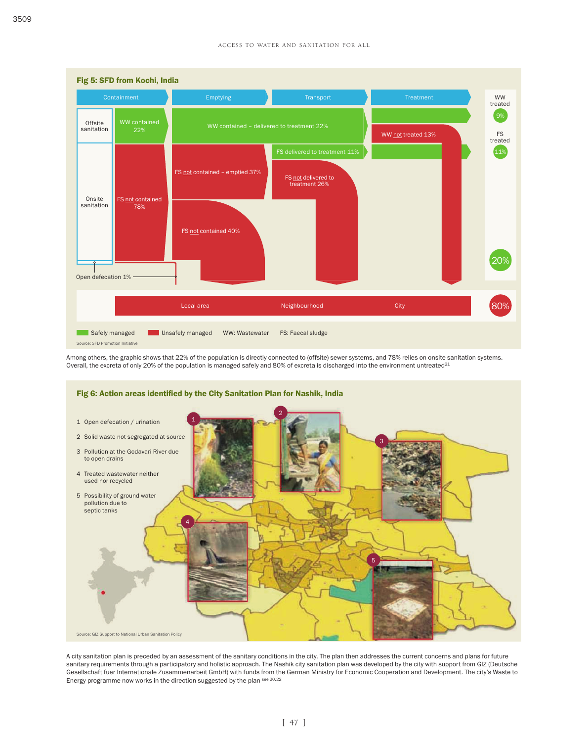### Fig 5: SFD from Kochi, India

Containment | Emptying | Transport | Treatment

Offsite sanitation — WW contained 22% — WW contained – delivered to treatment 22% — WW not treated 13%

Onsite sanitation — FS not contained 78% — FS not contained – emptied 37% — FS delivered to treatment 11% — FS not delivered to treatment 26%

FS not contained 40%

Open defecation 1%

WW treated 9%

FS treated 11%

20%

Local area | Neighbourhood | City — 80%

Safely managed | Unsafely managed | WW: Wastewater | FS: Faecal sludge

Source: SFD Promotion Initiative

Among others, the graphic shows that 22% of the population is directly connected to (offsite) sewer systems, and 78% relies on onsite sanitation systems. Overall, the excreta of only 20% of the population is managed safely and 80% of excreta is discharged into the environment untreated[21]

### Fig 6: Action areas identified by the City Sanitation Plan for Nashik, India

1. Open defecation / urination
2. Solid waste not segregated at source
3. Pollution at the Godavari River due to open drains
4. Treated wastewater neither used nor recycled
5. Possibility of ground water pollution due to septic tanks

Source: GIZ Support to National Urban Sanitation Policy

A city sanitation plan is preceded by an assessment of the sanitary conditions in the city. The plan then addresses the current concerns and plans for future sanitary requirements through a participatory and holistic approach. The Nashik city sanitation plan was developed by the city with support from GIZ (Deutsche Gesellschaft fuer Internationale Zusammenarbeit GmbH) with funds from the German Ministry for Economic Cooperation and Development. The city's Waste to Energy programme now works in the direction suggested by the plan [see 20,22]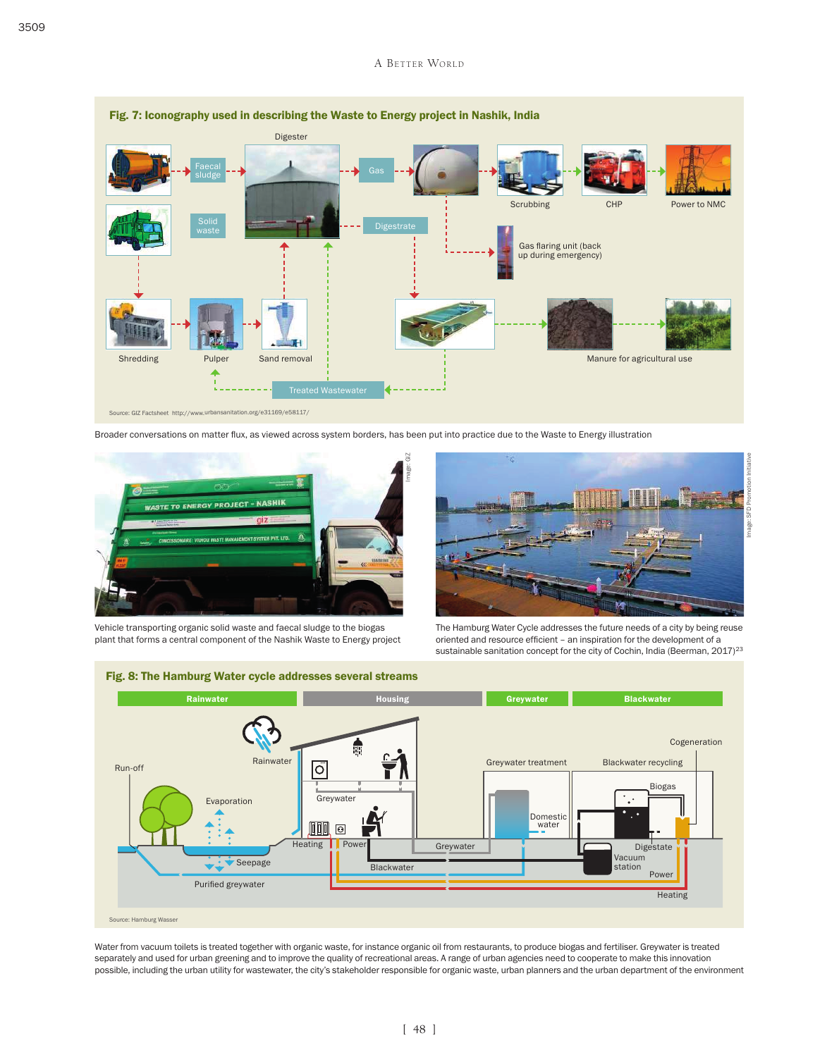### Fig. 7: Iconography used in describing the Waste to Energy project in Nashik, India

Digester

Faecal sludge

Solid waste

Gas

Digestrate

Scrubbing

CHP

Power to NMC

Gas flaring unit (back up during emergency)

Shredding

Pulper

Sand removal

Manure for agricultural use

Treated Wastewater

Source: GIZ Factsheet http://www.urbansanitation.org/e31169/e58117/

Broader conversations on matter flux, as viewed across system borders, has been put into practice due to the Waste to Energy illustration

Image: GIZ

Vehicle transporting organic solid waste and faecal sludge to the biogas plant that forms a central component of the Nashik Waste to Energy project

Image: SFD Promotion Initiative

The Hamburg Water Cycle addresses the future needs of a city by being reuse oriented and resource efficient – an inspiration for the development of a sustainable sanitation concept for the city of Cochin, India (Beerman, 2017)[23]

### Fig. 8: The Hamburg Water cycle addresses several streams

Rainwater | Housing | Greywater | Blackwater

Run-off

Rainwater

Evaporation

Seepage

Purified greywater

Greywater

Heating

Power

Blackwater

Greywater treatment

Domestic water

Greywater

Blackwater recycling

Cogeneration

Biogas

Digestate

Vacuum station

Power

Heating

Source: Hamburg Wasser

Water from vacuum toilets is treated together with organic waste, for instance organic oil from restaurants, to produce biogas and fertiliser. Greywater is treated separately and used for urban greening and to improve the quality of recreational areas. A range of urban agencies need to cooperate to make this innovation possible, including the urban utility for wastewater, the city's stakeholder responsible for organic waste, urban planners and the urban department of the environment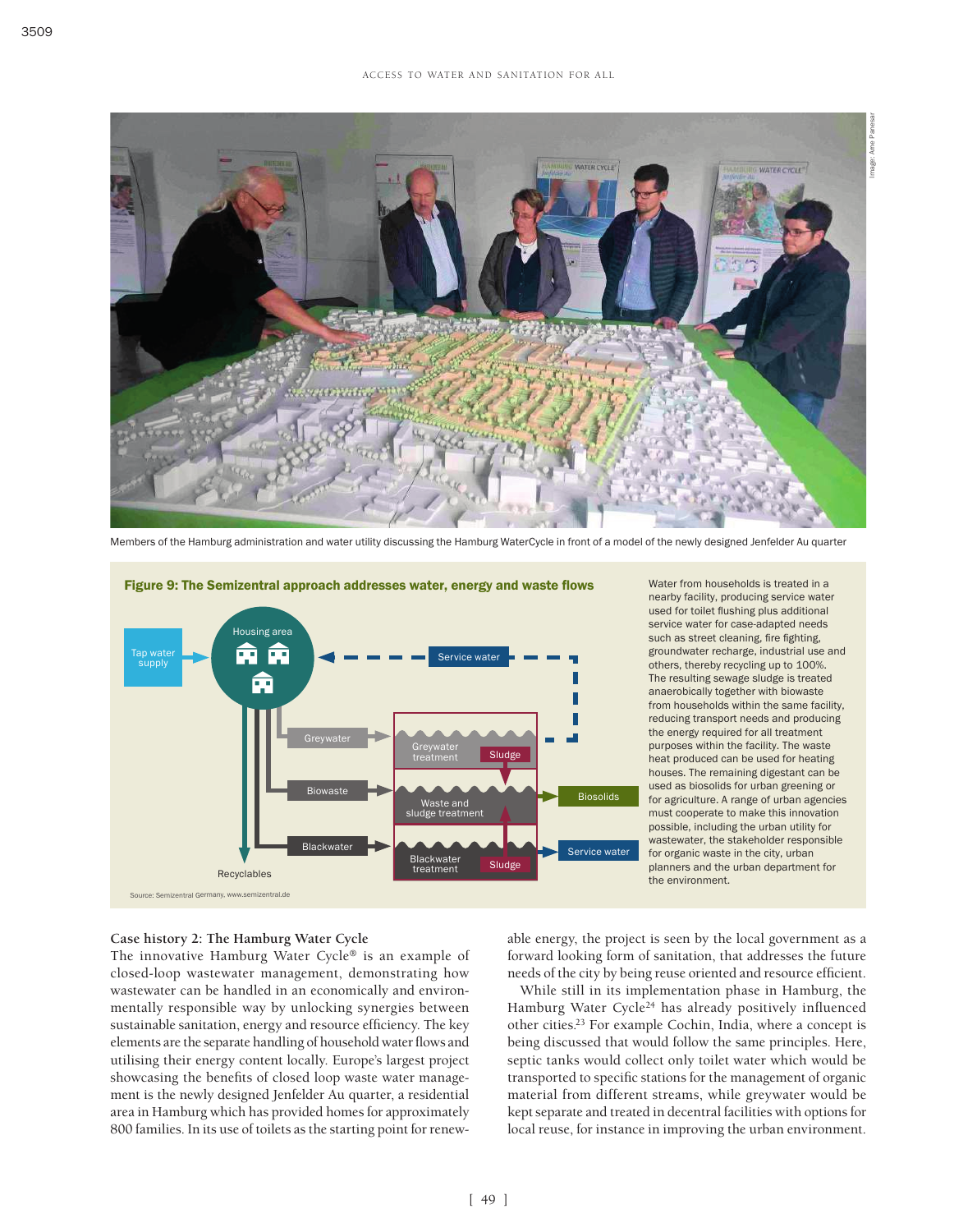Members of the Hamburg administration and water utility discussing the Hamburg WaterCycle in front of a model of the newly designed Jenfelder Au quarter

**Figure 9: The Semizentral approach addresses water, energy and waste flows**

Water from households is treated in a nearby facility, producing service water used for toilet flushing plus additional service water for case-adapted needs such as street cleaning, fire fighting, groundwater recharge, industrial use and others, thereby recycling up to 100%. The resulting sewage sludge is treated anaerobically together with biowaste from households within the same facility, reducing transport needs and producing the energy required for all treatment purposes within the facility. The waste heat produced can be used for heating houses. The remaining digestant can be used as biosolids for urban greening or for agriculture. A range of urban agencies must cooperate to make this innovation possible, including the urban utility for wastewater, the stakeholder responsible for organic waste in the city, urban planners and the urban department for the environment.

Source: Semizentral Germany, www.semizentral.de

### Case history 2: The Hamburg Water Cycle

The innovative Hamburg Water Cycle® is an example of closed-loop wastewater management, demonstrating how wastewater can be handled in an economically and environmentally responsible way by unlocking synergies between sustainable sanitation, energy and resource efficiency. The key elements are the separate handling of household water flows and utilising their energy content locally. Europe's largest project showcasing the benefits of closed loop waste water management is the newly designed Jenfelder Au quarter, a residential area in Hamburg which has provided homes for approximately 800 families. In its use of toilets as the starting point for renewable energy, the project is seen by the local government as a forward looking form of sanitation, that addresses the future needs of the city by being reuse oriented and resource efficient.

While still in its implementation phase in Hamburg, the Hamburg Water Cycle[24] has already positively influenced other cities.[23] For example Cochin, India, where a concept is being discussed that would follow the same principles. Here, septic tanks would collect only toilet water which would be transported to specific stations for the management of organic material from different streams, while greywater would be kept separate and treated in decentral facilities with options for local reuse, for instance in improving the urban environment.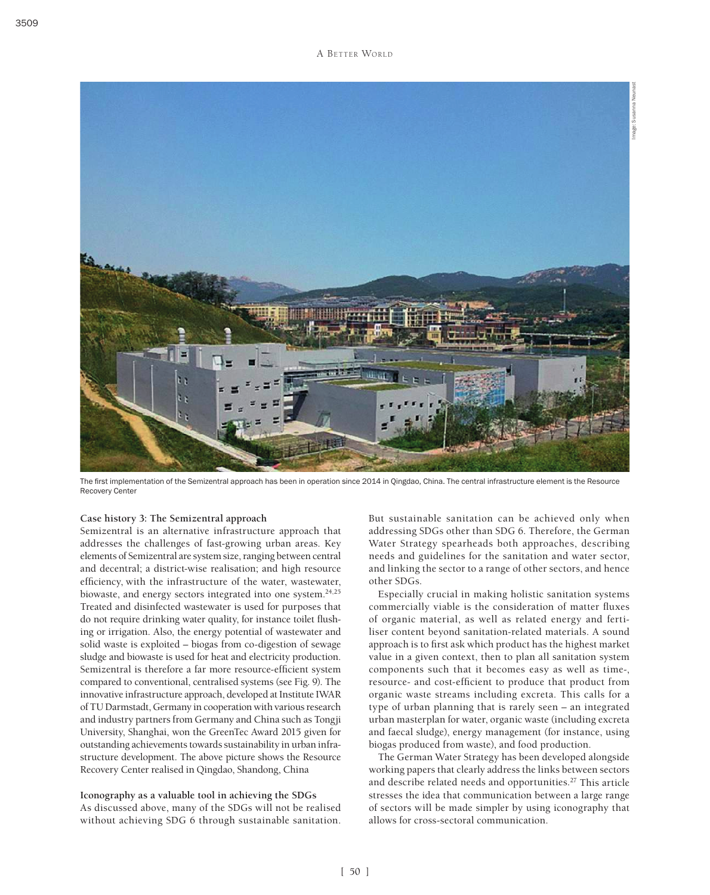The first implementation of the Semizentral approach has been in operation since 2014 in Qingdao, China. The central infrastructure element is the Resource Recovery Center

**Case history 3: The Semizentral approach**

Semizentral is an alternative infrastructure approach that addresses the challenges of fast-growing urban areas. Key elements of Semizentral are system size, ranging between central and decentral; a district-wise realisation; and high resource efficiency, with the infrastructure of the water, wastewater, biowaste, and energy sectors integrated into one system.[24,25] Treated and disinfected wastewater is used for purposes that do not require drinking water quality, for instance toilet flushing or irrigation. Also, the energy potential of wastewater and solid waste is exploited – biogas from co-digestion of sewage sludge and biowaste is used for heat and electricity production. Semizentral is therefore a far more resource-efficient system compared to conventional, centralised systems (see Fig. 9). The innovative infrastructure approach, developed at Institute IWAR of TU Darmstadt, Germany in cooperation with various research and industry partners from Germany and China such as Tongji University, Shanghai, won the GreenTec Award 2015 given for outstanding achievements towards sustainability in urban infrastructure development. The above picture shows the Resource Recovery Center realised in Qingdao, Shandong, China

**Iconography as a valuable tool in achieving the SDGs**

As discussed above, many of the SDGs will not be realised without achieving SDG 6 through sustainable sanitation. But sustainable sanitation can be achieved only when addressing SDGs other than SDG 6. Therefore, the German Water Strategy spearheads both approaches, describing needs and guidelines for the sanitation and water sector, and linking the sector to a range of other sectors, and hence other SDGs.

Especially crucial in making holistic sanitation systems commercially viable is the consideration of matter fluxes of organic material, as well as related energy and fertiliser content beyond sanitation-related materials. A sound approach is to first ask which product has the highest market value in a given context, then to plan all sanitation system components such that it becomes easy as well as time-, resource- and cost-efficient to produce that product from organic waste streams including excreta. This calls for a type of urban planning that is rarely seen – an integrated urban masterplan for water, organic waste (including excreta and faecal sludge), energy management (for instance, using biogas produced from waste), and food production.

The German Water Strategy has been developed alongside working papers that clearly address the links between sectors and describe related needs and opportunities.[27] This article stresses the idea that communication between a large range of sectors will be made simpler by using iconography that allows for cross-sectoral communication.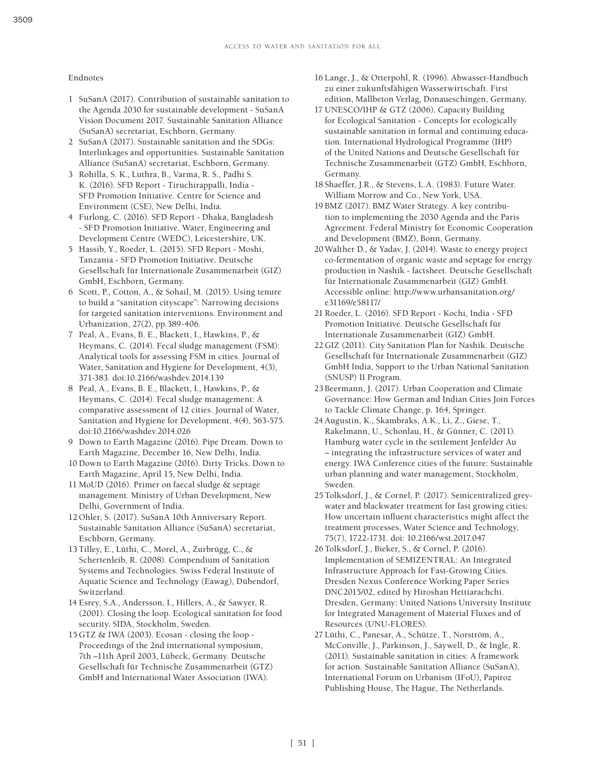Endnotes

1. SuSanA (2017). Contribution of sustainable sanitation to the Agenda 2030 for sustainable development - SuSanA Vision Document 2017. Sustainable Sanitation Alliance (SuSanA) secretariat, Eschborn, Germany.
2. SuSanA (2017). Sustainable sanitation and the SDGs: Interlinkages and opportunities. Sustainable Sanitation Alliance (SuSanA) secretariat, Eschborn, Germany.
3. Rohilla, S. K., Luthra, B., Varma, R. S., Padhi S. K. (2016). SFD Report - Tiruchirappalli, India - SFD Promotion Initiative. Centre for Science and Environment (CSE), New Delhi, India.
4. Furlong, C. (2016). SFD Report - Dhaka, Bangladesh - SFD Promotion Initiative. Water, Engineering and Development Centre (WEDC), Leicestershire, UK.
5. Hassib, Y., Roeder, L. (2015). SFD Report - Moshi, Tanzania - SFD Promotion Initiative. Deutsche Gesellschaft für Internationale Zusammenarbeit (GIZ) GmbH, Eschborn, Germany.
6. Scott, P., Cotton, A., & Sohail, M. (2015). Using tenure to build a "sanitation cityscape": Narrowing decisions for targeted sanitation interventions. Environment and Urbanization, 27(2), pp.389-406.
7. Peal, A., Evans, B. E., Blackett, I., Hawkins, P., & Heymans, C. (2014). Fecal sludge management (FSM): Analytical tools for assessing FSM in cities. Journal of Water, Sanitation and Hygiene for Development, 4(3), 371-383. doi:10.2166/washdev.2014.139
8. Peal, A., Evans, B. E., Blackett, I., Hawkins, P., & Heymans, C. (2014). Fecal sludge management: A comparative assessment of 12 cities. Journal of Water, Sanitation and Hygiene for Development, 4(4), 563-575. doi:10.2166/washdev.2014.026
9. Down to Earth Magazine (2016). Pipe Dream. Down to Earth Magazine, December 16, New Delhi, India.
10. Down to Earth Magazine (2016). Dirty Tricks. Down to Earth Magazine, April 15, New Delhi, India.
11. MoUD (2016). Primer on faecal sludge & septage management. Ministry of Urban Development, New Delhi, Government of India.
12. Ohler, S. (2017). SuSanA 10th Anniversary Report. Sustainable Sanitation Alliance (SuSanA) secretariat, Eschborn, Germany.
13. Tilley, E., Lüthi, C., Morel, A., Zurbrügg, C., & Schertenleib, R. (2008). Compendium of Sanitation Systems and Technologies. Swiss Federal Institute of Aquatic Science and Technology (Eawag), Dübendorf, Switzerland.
14. Esrey, S.A., Andersson, I., Hillers, A., & Sawyer, R. (2001). Closing the loop. Ecological sanitation for food security. SIDA, Stockholm, Sweden.
15. GTZ & IWA (2003). Ecosan - closing the loop - Proceedings of the 2nd international symposium, 7th –11th April 2003, Lübeck, Germany. Deutsche Gesellschaft für Technische Zusammenarbeit (GTZ) GmbH and International Water Association (IWA).
16. Lange, J., & Otterpohl, R. (1996). Abwasser-Handbuch zu einer zukunftsfähigen Wasserwirtschaft. First edition, Mallbeton Verlag, Donaueschingen, Germany.
17. UNESCO/IHP & GTZ (2006). Capacity Building for Ecological Sanitation - Concepts for ecologically sustainable sanitation in formal and continuing education. International Hydrological Programme (IHP) of the United Nations and Deutsche Gesellschaft für Technische Zusammenarbeit (GTZ) GmbH, Eschborn, Germany.
18. Shaeffer, J.R., & Stevens, L.A. (1983). Future Water. William Morrow and Co., New York, USA.
19. BMZ (2017). BMZ Water Strategy. A key contribution to implementing the 2030 Agenda and the Paris Agreement. Federal Ministry for Economic Cooperation and Development (BMZ), Bonn, Germany.
20. Walther D., & Yadav, J. (2014). Waste to energy project co-fermentation of organic waste and septage for energy production in Nashik - factsheet. Deutsche Gesellschaft für Internationale Zusammenarbeit (GIZ) GmbH. Accessible online: http://www.urbansanitation.org/e31169/e58117/
21. Roeder, L. (2016). SFD Report - Kochi, India - SFD Promotion Initiative. Deutsche Gesellschaft für Internationale Zusammenarbeit (GIZ) GmbH.
22. GIZ (2011). City Sanitation Plan for Nashik. Deutsche Gesellschaft für Internationale Zusammenarbeit (GIZ) GmbH India, Support to the Urban National Sanitation (SNUSP) II Program.
23. Beermann, J. (2017). Urban Cooperation and Climate Governance: How German and Indian Cities Join Forces to Tackle Climate Change, p. 164, Springer.
24. Augustin, K., Skambraks, A.K., Li, Z., Giese, T., Rakelmann, U., Schonlau, H., & Günner, C. (2011). Hamburg water cycle in the settlement Jenfelder Au – integrating the infrastructure services of water and energy. IWA Conference cities of the future: Sustainable urban planning and water management, Stockholm, Sweden.
25. Tolksdorf, J., & Cornel, P. (2017). Semicentralized greywater and blackwater treatment for fast growing cities: How uncertain influent characteristics might affect the treatment processes, Water Science and Technology, 75(7), 1722-1731. doi: 10.2166/wst.2017.047
26. Tolksdorf, J., Bieker, S., & Cornel, P. (2016). Implementation of SEMIZENTRAL: An Integrated Infrastructure Approach for Fast-Growing Cities. Dresden Nexus Conference Working Paper Series DNC2015/02, edited by Hiroshan Hettiarachchi. Dresden, Germany: United Nations University Institute for Integrated Management of Material Fluxes and of Resources (UNU-FLORES).
27. Lüthi, C., Panesar, A., Schütze, T., Norström, A., McConville, J., Parkinson, J., Saywell, D., & Ingle, R. (2011). Sustainable sanitation in cities: A framework for action. Sustainable Sanitation Alliance (SuSanA), International Forum on Urbanism (IFoU), Papiroz Publishing House, The Hague, The Netherlands.